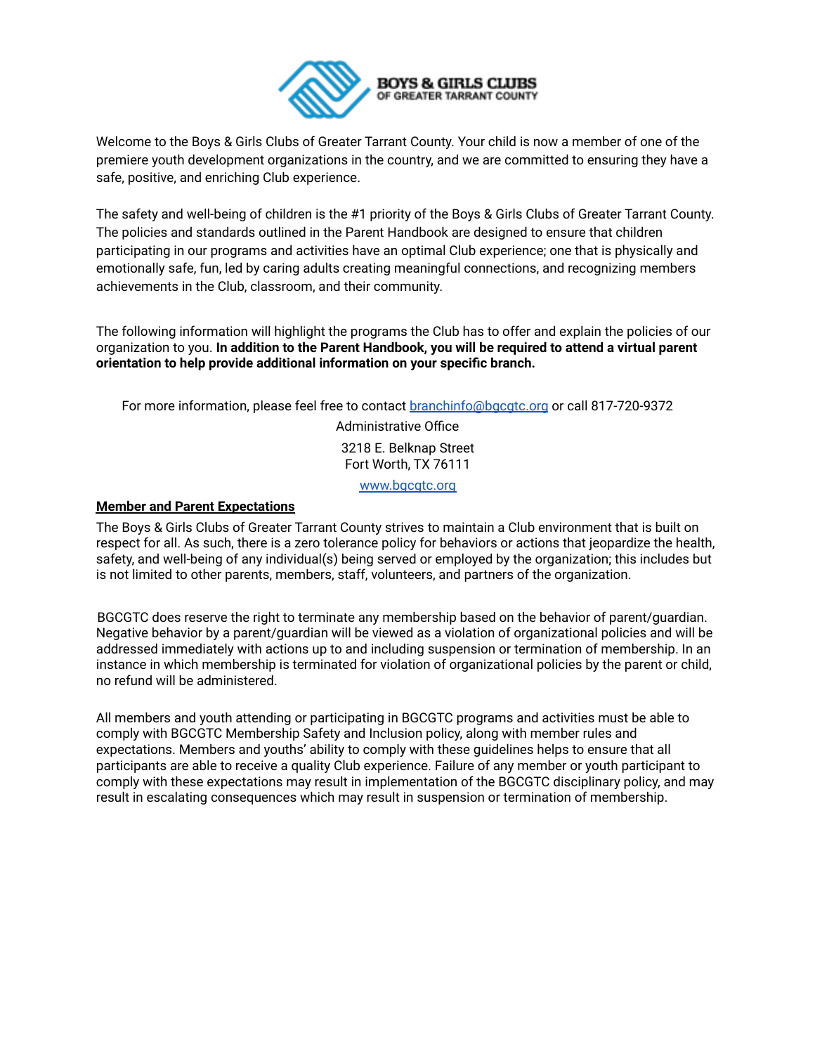Welcome to the Boys & Girls Clubs of Greater Tarrant County. Your child is now a member of one of the premiere youth development organizations in the country, and we are committed to ensuring they have a safe, positive, and enriching Club experience.

The safety and well-being of children is the #1 priority of the Boys & Girls Clubs of Greater Tarrant County. The policies and standards outlined in the Parent Handbook are designed to ensure that children participating in our programs and activities have an optimal Club experience; one that is physically and emotionally safe, fun, led by caring adults creating meaningful connections, and recognizing members achievements in the Club, classroom, and their community.

The following information will highlight the programs the Club has to offer and explain the policies of our organization to you. **In addition to the Parent Handbook, you will be required to attend a virtual parent orientation to help provide additional information on your specific branch.**

For more information, please feel free to contact [branchinfo@bgcgtc.org](mailto:branchinfo@bgcgtc.org) or call 817-720-9372

Administrative Office

3218 E. Belknap Street
Fort Worth, TX 76111

[www.bgcgtc.org](http://www.bgcgtc.org)

## Member and Parent Expectations

The Boys & Girls Clubs of Greater Tarrant County strives to maintain a Club environment that is built on respect for all. As such, there is a zero tolerance policy for behaviors or actions that jeopardize the health, safety, and well-being of any individual(s) being served or employed by the organization; this includes but is not limited to other parents, members, staff, volunteers, and partners of the organization.

BGCGTC does reserve the right to terminate any membership based on the behavior of parent/guardian. Negative behavior by a parent/guardian will be viewed as a violation of organizational policies and will be addressed immediately with actions up to and including suspension or termination of membership. In an instance in which membership is terminated for violation of organizational policies by the parent or child, no refund will be administered.

All members and youth attending or participating in BGCGTC programs and activities must be able to comply with BGCGTC Membership Safety and Inclusion policy, along with member rules and expectations. Members and youths' ability to comply with these guidelines helps to ensure that all participants are able to receive a quality Club experience. Failure of any member or youth participant to comply with these expectations may result in implementation of the BGCGTC disciplinary policy, and may result in escalating consequences which may result in suspension or termination of membership.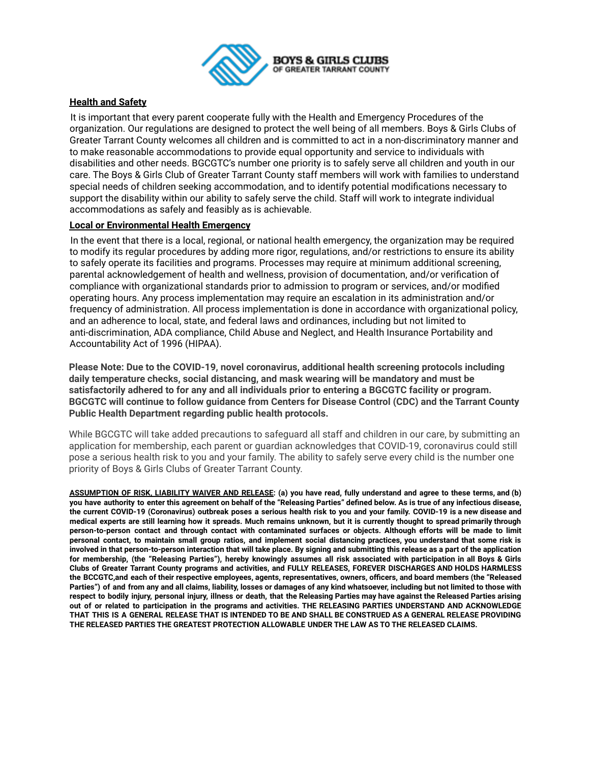BOYS & GIRLS CLUBS
OF GREATER TARRANT COUNTY

**Health and Safety**

It is important that every parent cooperate fully with the Health and Emergency Procedures of the organization. Our regulations are designed to protect the well being of all members. Boys & Girls Clubs of Greater Tarrant County welcomes all children and is committed to act in a non-discriminatory manner and to make reasonable accommodations to provide equal opportunity and service to individuals with disabilities and other needs. BGCGTC's number one priority is to safely serve all children and youth in our care. The Boys & Girls Club of Greater Tarrant County staff members will work with families to understand special needs of children seeking accommodation, and to identify potential modifications necessary to support the disability within our ability to safely serve the child. Staff will work to integrate individual accommodations as safely and feasibly as is achievable.

**Local or Environmental Health Emergency**

In the event that there is a local, regional, or national health emergency, the organization may be required to modify its regular procedures by adding more rigor, regulations, and/or restrictions to ensure its ability to safely operate its facilities and programs. Processes may require at minimum additional screening, parental acknowledgement of health and wellness, provision of documentation, and/or verification of compliance with organizational standards prior to admission to program or services, and/or modified operating hours. Any process implementation may require an escalation in its administration and/or frequency of administration. All process implementation is done in accordance with organizational policy, and an adherence to local, state, and federal laws and ordinances, including but not limited to anti-discrimination, ADA compliance, Child Abuse and Neglect, and Health Insurance Portability and Accountability Act of 1996 (HIPAA).

**Please Note: Due to the COVID-19, novel coronavirus, additional health screening protocols including daily temperature checks, social distancing, and mask wearing will be mandatory and must be satisfactorily adhered to for any and all individuals prior to entering a BGCGTC facility or program. BGCGTC will continue to follow guidance from Centers for Disease Control (CDC) and the Tarrant County Public Health Department regarding public health protocols.**

While BGCGTC will take added precautions to safeguard all staff and children in our care, by submitting an application for membership, each parent or guardian acknowledges that COVID-19, coronavirus could still pose a serious health risk to you and your family. The ability to safely serve every child is the number one priority of Boys & Girls Clubs of Greater Tarrant County.

**ASSUMPTION OF RISK, LIABILITY WAIVER AND RELEASE: (a) you have read, fully understand and agree to these terms, and (b) you have authority to enter this agreement on behalf of the "Releasing Parties" defined below. As is true of any infectious disease, the current COVID-19 (Coronavirus) outbreak poses a serious health risk to you and your family. COVID-19 is a new disease and medical experts are still learning how it spreads. Much remains unknown, but it is currently thought to spread primarily through person-to-person contact and through contact with contaminated surfaces or objects. Although efforts will be made to limit personal contact, to maintain small group ratios, and implement social distancing practices, you understand that some risk is involved in that person-to-person interaction that will take place. By signing and submitting this release as a part of the application for membership, (the "Releasing Parties"), hereby knowingly assumes all risk associated with participation in all Boys & Girls Clubs of Greater Tarrant County programs and activities, and FULLY RELEASES, FOREVER DISCHARGES AND HOLDS HARMLESS the BCCGTC,and each of their respective employees, agents, representatives, owners, officers, and board members (the "Released Parties") of and from any and all claims, liability, losses or damages of any kind whatsoever, including but not limited to those with respect to bodily injury, personal injury, illness or death, that the Releasing Parties may have against the Released Parties arising out of or related to participation in the programs and activities. THE RELEASING PARTIES UNDERSTAND AND ACKNOWLEDGE THAT THIS IS A GENERAL RELEASE THAT IS INTENDED TO BE AND SHALL BE CONSTRUED AS A GENERAL RELEASE PROVIDING THE RELEASED PARTIES THE GREATEST PROTECTION ALLOWABLE UNDER THE LAW AS TO THE RELEASED CLAIMS.**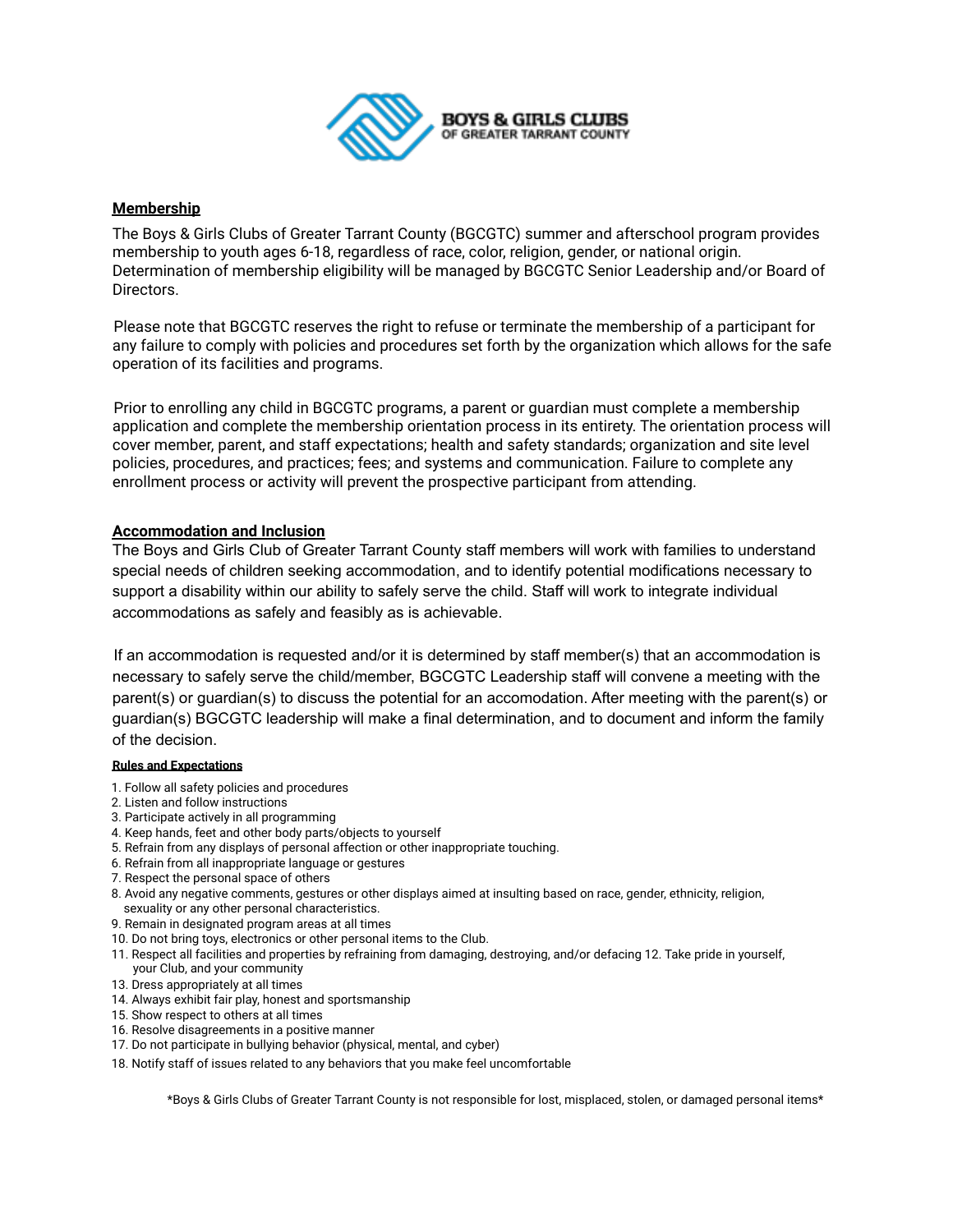## Membership

The Boys & Girls Clubs of Greater Tarrant County (BGCGTC) summer and afterschool program provides membership to youth ages 6-18, regardless of race, color, religion, gender, or national origin. Determination of membership eligibility will be managed by BGCGTC Senior Leadership and/or Board of Directors.

Please note that BGCGTC reserves the right to refuse or terminate the membership of a participant for any failure to comply with policies and procedures set forth by the organization which allows for the safe operation of its facilities and programs.

Prior to enrolling any child in BGCGTC programs, a parent or guardian must complete a membership application and complete the membership orientation process in its entirety. The orientation process will cover member, parent, and staff expectations; health and safety standards; organization and site level policies, procedures, and practices; fees; and systems and communication. Failure to complete any enrollment process or activity will prevent the prospective participant from attending.

## Accommodation and Inclusion

The Boys and Girls Club of Greater Tarrant County staff members will work with families to understand special needs of children seeking accommodation, and to identify potential modifications necessary to support a disability within our ability to safely serve the child. Staff will work to integrate individual accommodations as safely and feasibly as is achievable.

If an accommodation is requested and/or it is determined by staff member(s) that an accommodation is necessary to safely serve the child/member, BGCGTC Leadership staff will convene a meeting with the parent(s) or guardian(s) to discuss the potential for an accomodation. After meeting with the parent(s) or guardian(s) BGCGTC leadership will make a final determination, and to document and inform the family of the decision.

### Rules and Expectations

1. Follow all safety policies and procedures
2. Listen and follow instructions
3. Participate actively in all programming
4. Keep hands, feet and other body parts/objects to yourself
5. Refrain from any displays of personal affection or other inappropriate touching.
6. Refrain from all inappropriate language or gestures
7. Respect the personal space of others
8. Avoid any negative comments, gestures or other displays aimed at insulting based on race, gender, ethnicity, religion, sexuality or any other personal characteristics.
9. Remain in designated program areas at all times
10. Do not bring toys, electronics or other personal items to the Club.
11. Respect all facilities and properties by refraining from damaging, destroying, and/or defacing 12. Take pride in yourself, your Club, and your community
13. Dress appropriately at all times
14. Always exhibit fair play, honest and sportsmanship
15. Show respect to others at all times
16. Resolve disagreements in a positive manner
17. Do not participate in bullying behavior (physical, mental, and cyber)
18. Notify staff of issues related to any behaviors that you make feel uncomfortable

*Boys & Girls Clubs of Greater Tarrant County is not responsible for lost, misplaced, stolen, or damaged personal items*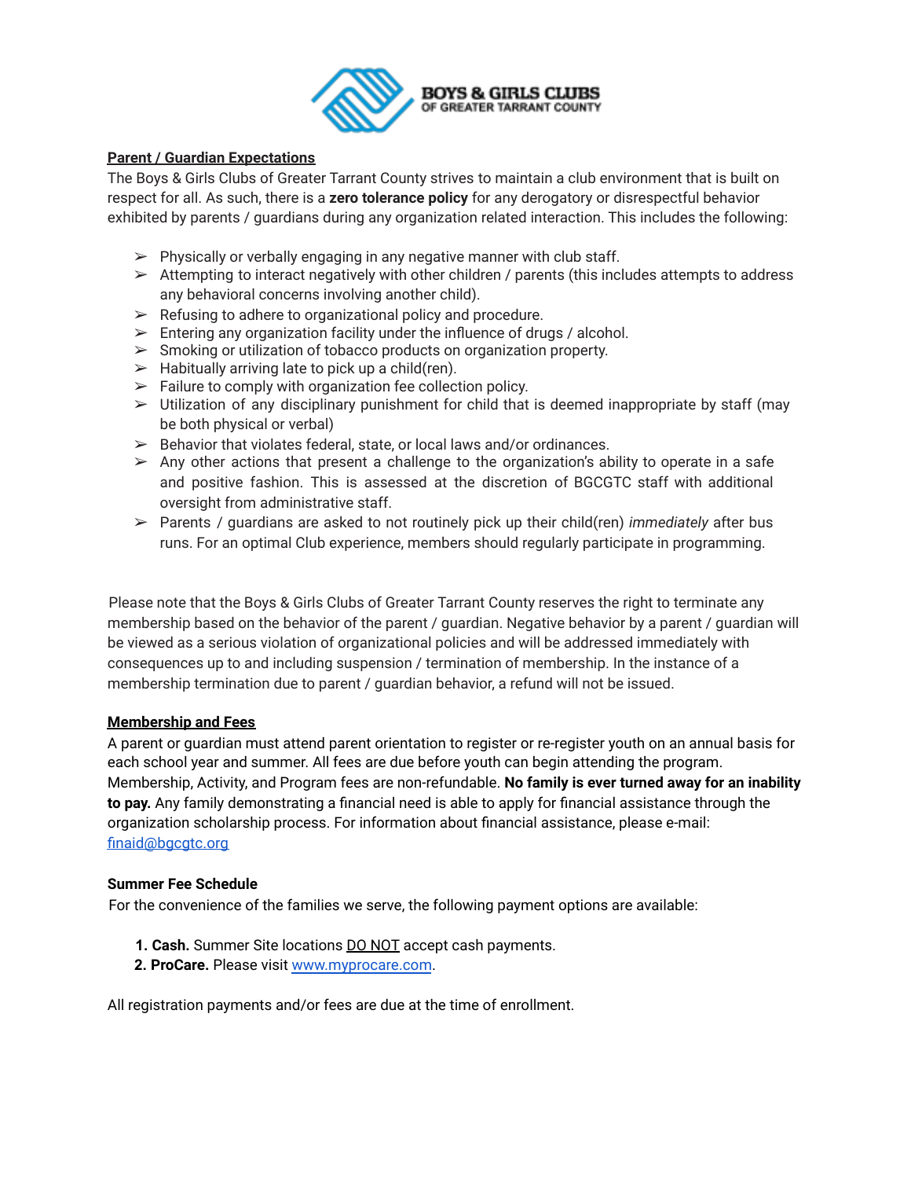## Parent / Guardian Expectations

The Boys & Girls Clubs of Greater Tarrant County strives to maintain a club environment that is built on respect for all. As such, there is a **zero tolerance policy** for any derogatory or disrespectful behavior exhibited by parents / guardians during any organization related interaction. This includes the following:

- Physically or verbally engaging in any negative manner with club staff.
- Attempting to interact negatively with other children / parents (this includes attempts to address any behavioral concerns involving another child).
- Refusing to adhere to organizational policy and procedure.
- Entering any organization facility under the influence of drugs / alcohol.
- Smoking or utilization of tobacco products on organization property.
- Habitually arriving late to pick up a child(ren).
- Failure to comply with organization fee collection policy.
- Utilization of any disciplinary punishment for child that is deemed inappropriate by staff (may be both physical or verbal)
- Behavior that violates federal, state, or local laws and/or ordinances.
- Any other actions that present a challenge to the organization's ability to operate in a safe and positive fashion. This is assessed at the discretion of BGCGTC staff with additional oversight from administrative staff.
- Parents / guardians are asked to not routinely pick up their child(ren) *immediately* after bus runs. For an optimal Club experience, members should regularly participate in programming.

Please note that the Boys & Girls Clubs of Greater Tarrant County reserves the right to terminate any membership based on the behavior of the parent / guardian. Negative behavior by a parent / guardian will be viewed as a serious violation of organizational policies and will be addressed immediately with consequences up to and including suspension / termination of membership. In the instance of a membership termination due to parent / guardian behavior, a refund will not be issued.

## Membership and Fees

A parent or guardian must attend parent orientation to register or re-register youth on an annual basis for each school year and summer. All fees are due before youth can begin attending the program. Membership, Activity, and Program fees are non-refundable. **No family is ever turned away for an inability to pay.** Any family demonstrating a financial need is able to apply for financial assistance through the organization scholarship process. For information about financial assistance, please e-mail: finaid@bgcgtc.org

### Summer Fee Schedule

For the convenience of the families we serve, the following payment options are available:

1. **Cash.** Summer Site locations DO NOT accept cash payments.
2. **ProCare.** Please visit www.myprocare.com.

All registration payments and/or fees are due at the time of enrollment.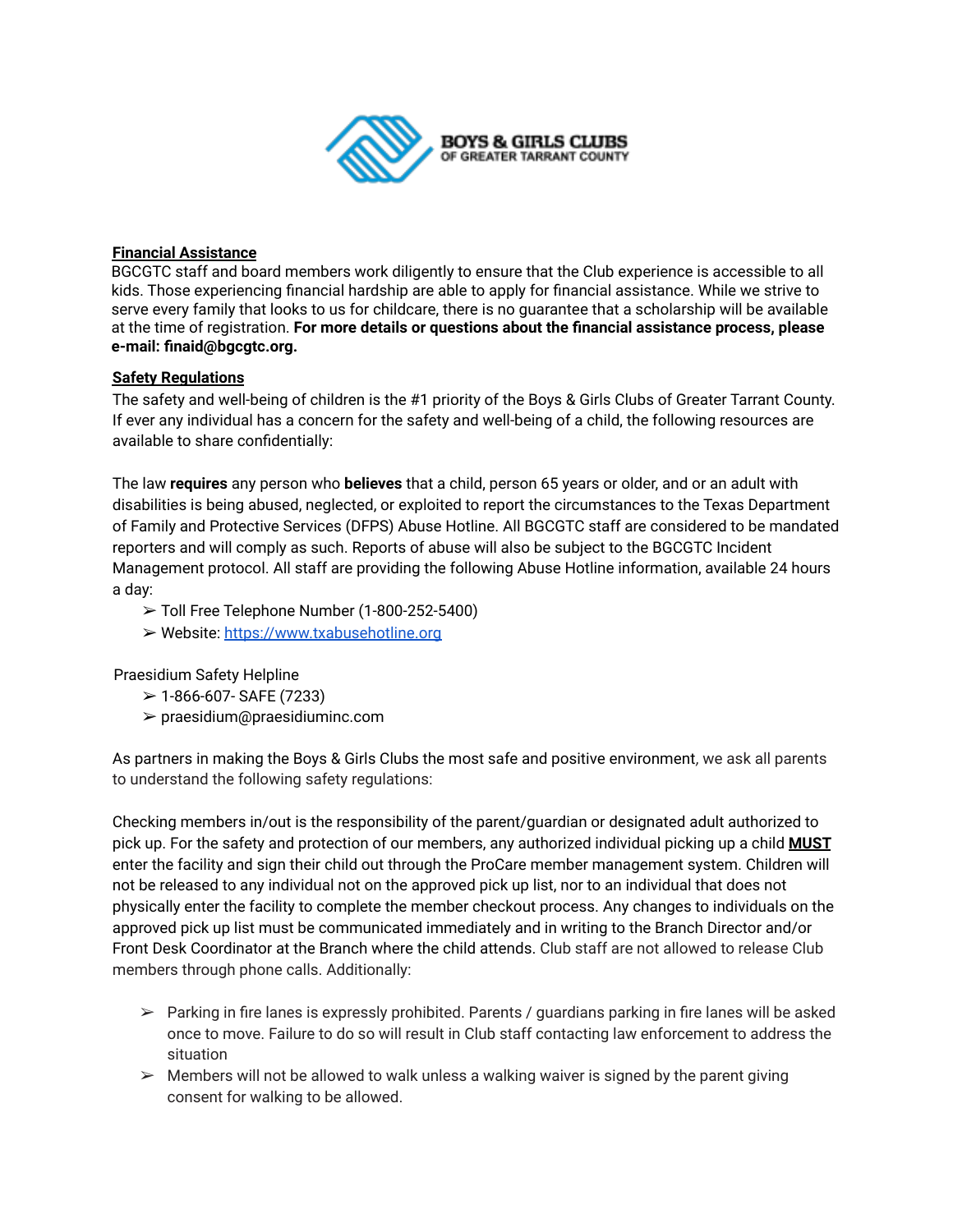**Financial Assistance**

BGCGTC staff and board members work diligently to ensure that the Club experience is accessible to all kids. Those experiencing financial hardship are able to apply for financial assistance. While we strive to serve every family that looks to us for childcare, there is no guarantee that a scholarship will be available at the time of registration. **For more details or questions about the financial assistance process, please e-mail: finaid@bgcgtc.org.**

**Safety Regulations**

The safety and well-being of children is the #1 priority of the Boys & Girls Clubs of Greater Tarrant County. If ever any individual has a concern for the safety and well-being of a child, the following resources are available to share confidentially:

The law **requires** any person who **believes** that a child, person 65 years or older, and or an adult with disabilities is being abused, neglected, or exploited to report the circumstances to the Texas Department of Family and Protective Services (DFPS) Abuse Hotline. All BGCGTC staff are considered to be mandated reporters and will comply as such. Reports of abuse will also be subject to the BGCGTC Incident Management protocol. All staff are providing the following Abuse Hotline information, available 24 hours a day:

- Toll Free Telephone Number (1-800-252-5400)
- Website: [https://www.txabusehotline.org](https://www.txabusehotline.org)

Praesidium Safety Helpline

- 1-866-607- SAFE (7233)
- praesidium@praesidiuminc.com

As partners in making the Boys & Girls Clubs the most safe and positive environment, we ask all parents to understand the following safety regulations:

Checking members in/out is the responsibility of the parent/guardian or designated adult authorized to pick up. For the safety and protection of our members, any authorized individual picking up a child **MUST** enter the facility and sign their child out through the ProCare member management system. Children will not be released to any individual not on the approved pick up list, nor to an individual that does not physically enter the facility to complete the member checkout process. Any changes to individuals on the approved pick up list must be communicated immediately and in writing to the Branch Director and/or Front Desk Coordinator at the Branch where the child attends. Club staff are not allowed to release Club members through phone calls. Additionally:

- Parking in fire lanes is expressly prohibited. Parents / guardians parking in fire lanes will be asked once to move. Failure to do so will result in Club staff contacting law enforcement to address the situation
- Members will not be allowed to walk unless a walking waiver is signed by the parent giving consent for walking to be allowed.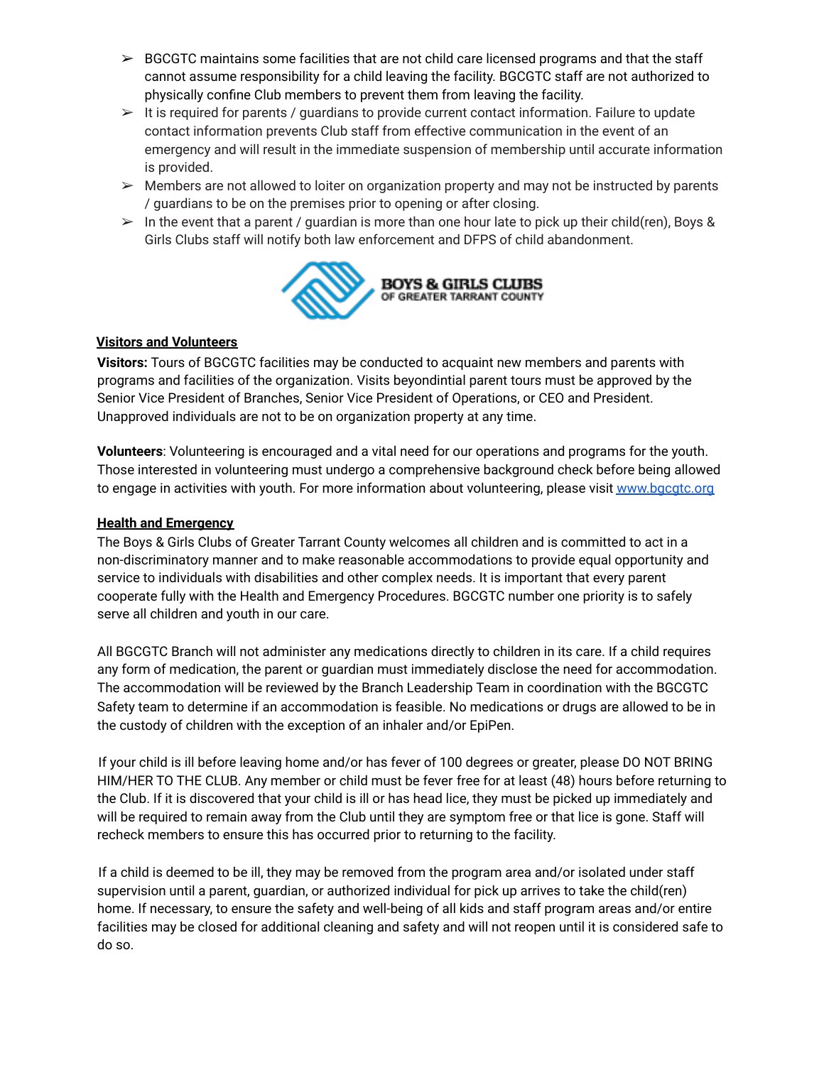- ➢ BGCGTC maintains some facilities that are not child care licensed programs and that the staff cannot assume responsibility for a child leaving the facility. BGCGTC staff are not authorized to physically confine Club members to prevent them from leaving the facility.
- ➢ It is required for parents / guardians to provide current contact information. Failure to update contact information prevents Club staff from effective communication in the event of an emergency and will result in the immediate suspension of membership until accurate information is provided.
- ➢ Members are not allowed to loiter on organization property and may not be instructed by parents / guardians to be on the premises prior to opening or after closing.
- ➢ In the event that a parent / guardian is more than one hour late to pick up their child(ren), Boys & Girls Clubs staff will notify both law enforcement and DFPS of child abandonment.

**BOYS & GIRLS CLUBS OF GREATER TARRANT COUNTY**

## Visitors and Volunteers

**Visitors:** Tours of BGCGTC facilities may be conducted to acquaint new members and parents with programs and facilities of the organization. Visits beyondintial parent tours must be approved by the Senior Vice President of Branches, Senior Vice President of Operations, or CEO and President. Unapproved individuals are not to be on organization property at any time.

**Volunteers**: Volunteering is encouraged and a vital need for our operations and programs for the youth. Those interested in volunteering must undergo a comprehensive background check before being allowed to engage in activities with youth. For more information about volunteering, please visit [www.bgcgtc.org](http://www.bgcgtc.org)

## Health and Emergency

The Boys & Girls Clubs of Greater Tarrant County welcomes all children and is committed to act in a non-discriminatory manner and to make reasonable accommodations to provide equal opportunity and service to individuals with disabilities and other complex needs. It is important that every parent cooperate fully with the Health and Emergency Procedures. BGCGTC number one priority is to safely serve all children and youth in our care.

All BGCGTC Branch will not administer any medications directly to children in its care. If a child requires any form of medication, the parent or guardian must immediately disclose the need for accommodation. The accommodation will be reviewed by the Branch Leadership Team in coordination with the BGCGTC Safety team to determine if an accommodation is feasible. No medications or drugs are allowed to be in the custody of children with the exception of an inhaler and/or EpiPen.

If your child is ill before leaving home and/or has fever of 100 degrees or greater, please DO NOT BRING HIM/HER TO THE CLUB. Any member or child must be fever free for at least (48) hours before returning to the Club. If it is discovered that your child is ill or has head lice, they must be picked up immediately and will be required to remain away from the Club until they are symptom free or that lice is gone. Staff will recheck members to ensure this has occurred prior to returning to the facility.

If a child is deemed to be ill, they may be removed from the program area and/or isolated under staff supervision until a parent, guardian, or authorized individual for pick up arrives to take the child(ren) home. If necessary, to ensure the safety and well-being of all kids and staff program areas and/or entire facilities may be closed for additional cleaning and safety and will not reopen until it is considered safe to do so.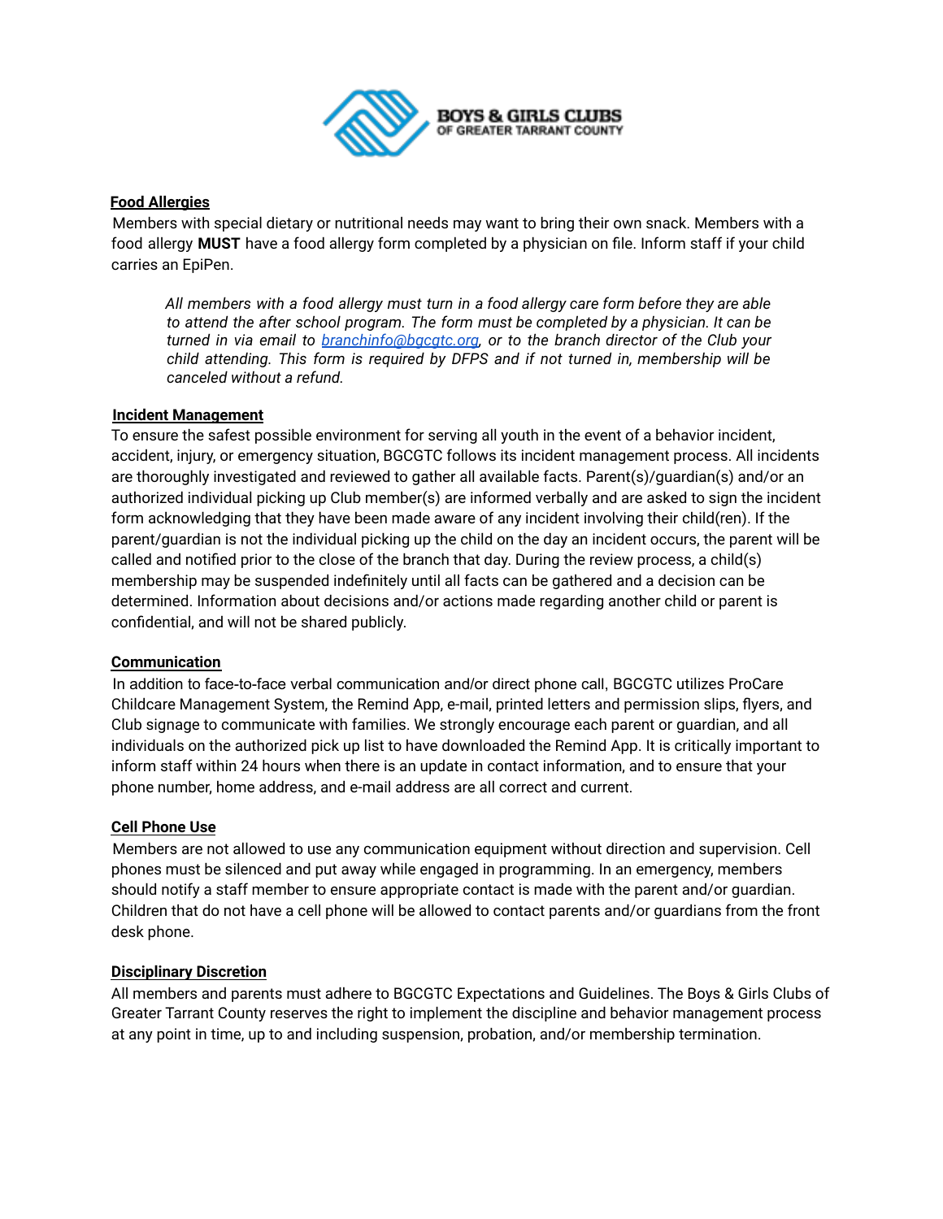## Food Allergies

Members with special dietary or nutritional needs may want to bring their own snack. Members with a food allergy **MUST** have a food allergy form completed by a physician on file. Inform staff if your child carries an EpiPen.

> *All members with a food allergy must turn in a food allergy care form before they are able to attend the after school program. The form must be completed by a physician. It can be turned in via email to [branchinfo@bgcgtc.org](mailto:branchinfo@bgcgtc.org), or to the branch director of the Club your child attending. This form is required by DFPS and if not turned in, membership will be canceled without a refund.*

## Incident Management

To ensure the safest possible environment for serving all youth in the event of a behavior incident, accident, injury, or emergency situation, BGCGTC follows its incident management process. All incidents are thoroughly investigated and reviewed to gather all available facts. Parent(s)/guardian(s) and/or an authorized individual picking up Club member(s) are informed verbally and are asked to sign the incident form acknowledging that they have been made aware of any incident involving their child(ren). If the parent/guardian is not the individual picking up the child on the day an incident occurs, the parent will be called and notified prior to the close of the branch that day. During the review process, a child(s) membership may be suspended indefinitely until all facts can be gathered and a decision can be determined. Information about decisions and/or actions made regarding another child or parent is confidential, and will not be shared publicly.

## Communication

In addition to face-to-face verbal communication and/or direct phone call, BGCGTC utilizes ProCare Childcare Management System, the Remind App, e-mail, printed letters and permission slips, flyers, and Club signage to communicate with families. We strongly encourage each parent or guardian, and all individuals on the authorized pick up list to have downloaded the Remind App. It is critically important to inform staff within 24 hours when there is an update in contact information, and to ensure that your phone number, home address, and e-mail address are all correct and current.

## Cell Phone Use

Members are not allowed to use any communication equipment without direction and supervision. Cell phones must be silenced and put away while engaged in programming. In an emergency, members should notify a staff member to ensure appropriate contact is made with the parent and/or guardian. Children that do not have a cell phone will be allowed to contact parents and/or guardians from the front desk phone.

## Disciplinary Discretion

All members and parents must adhere to BGCGTC Expectations and Guidelines. The Boys & Girls Clubs of Greater Tarrant County reserves the right to implement the discipline and behavior management process at any point in time, up to and including suspension, probation, and/or membership termination.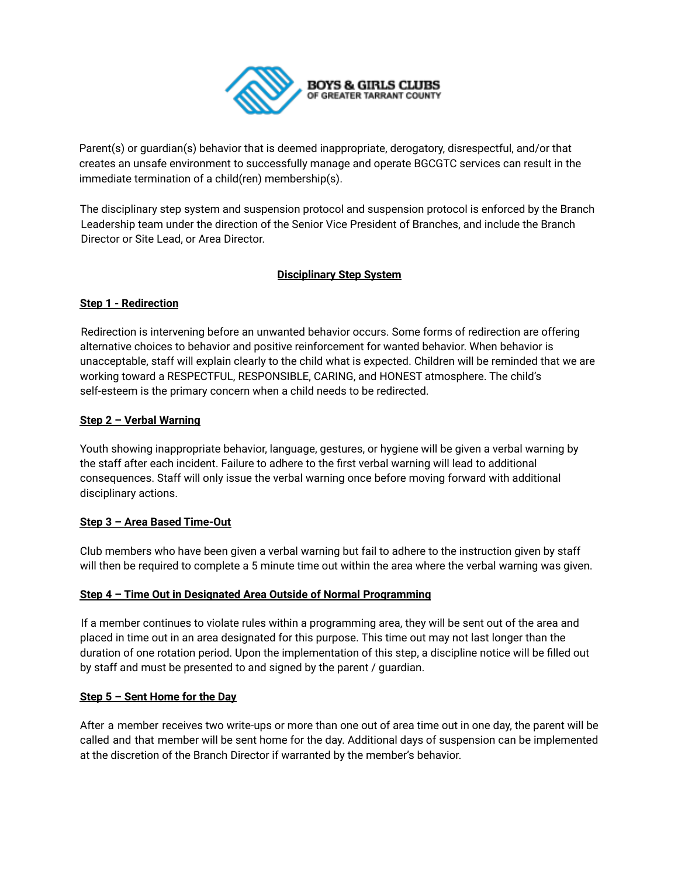Parent(s) or guardian(s) behavior that is deemed inappropriate, derogatory, disrespectful, and/or that creates an unsafe environment to successfully manage and operate BGCGTC services can result in the immediate termination of a child(ren) membership(s).

The disciplinary step system and suspension protocol and suspension protocol is enforced by the Branch Leadership team under the direction of the Senior Vice President of Branches, and include the Branch Director or Site Lead, or Area Director.

## Disciplinary Step System

### Step 1 - Redirection

Redirection is intervening before an unwanted behavior occurs. Some forms of redirection are offering alternative choices to behavior and positive reinforcement for wanted behavior. When behavior is unacceptable, staff will explain clearly to the child what is expected. Children will be reminded that we are working toward a RESPECTFUL, RESPONSIBLE, CARING, and HONEST atmosphere. The child's self-esteem is the primary concern when a child needs to be redirected.

### Step 2 – Verbal Warning

Youth showing inappropriate behavior, language, gestures, or hygiene will be given a verbal warning by the staff after each incident. Failure to adhere to the first verbal warning will lead to additional consequences. Staff will only issue the verbal warning once before moving forward with additional disciplinary actions.

### Step 3 – Area Based Time-Out

Club members who have been given a verbal warning but fail to adhere to the instruction given by staff will then be required to complete a 5 minute time out within the area where the verbal warning was given.

### Step 4 – Time Out in Designated Area Outside of Normal Programming

If a member continues to violate rules within a programming area, they will be sent out of the area and placed in time out in an area designated for this purpose. This time out may not last longer than the duration of one rotation period. Upon the implementation of this step, a discipline notice will be filled out by staff and must be presented to and signed by the parent / guardian.

### Step 5 – Sent Home for the Day

After a member receives two write-ups or more than one out of area time out in one day, the parent will be called and that member will be sent home for the day. Additional days of suspension can be implemented at the discretion of the Branch Director if warranted by the member's behavior.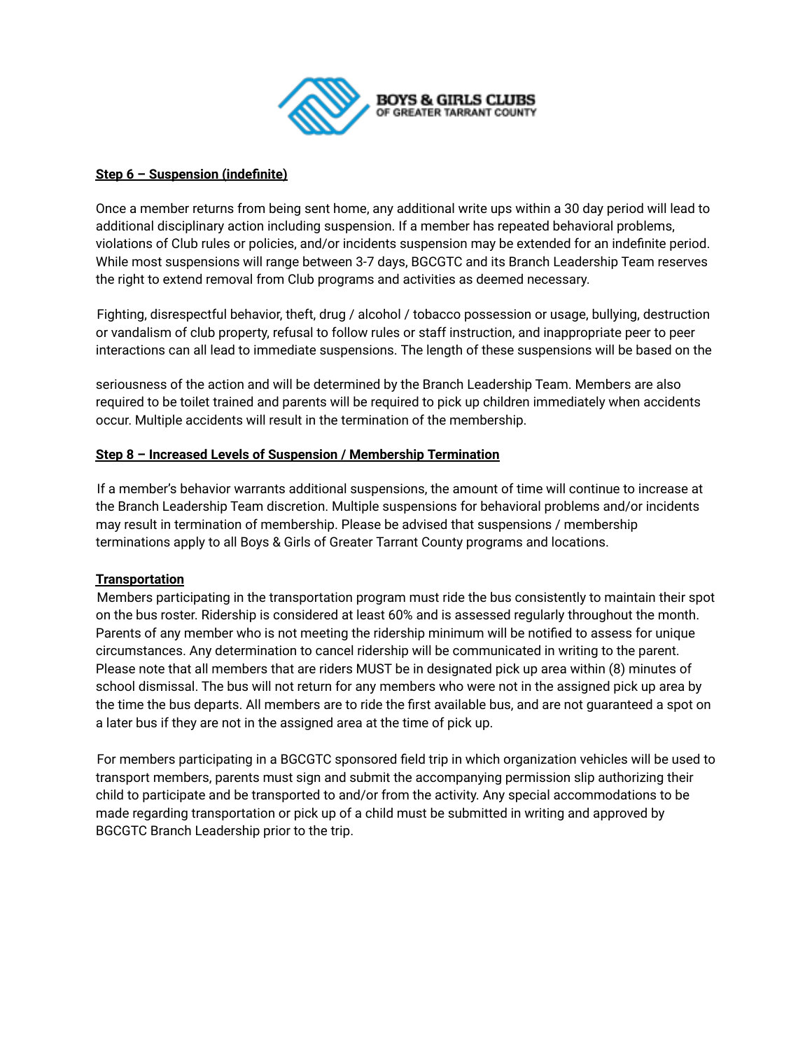**Step 6 – Suspension (indefinite)**

Once a member returns from being sent home, any additional write ups within a 30 day period will lead to additional disciplinary action including suspension. If a member has repeated behavioral problems, violations of Club rules or policies, and/or incidents suspension may be extended for an indefinite period. While most suspensions will range between 3-7 days, BGCGTC and its Branch Leadership Team reserves the right to extend removal from Club programs and activities as deemed necessary.

Fighting, disrespectful behavior, theft, drug / alcohol / tobacco possession or usage, bullying, destruction or vandalism of club property, refusal to follow rules or staff instruction, and inappropriate peer to peer interactions can all lead to immediate suspensions. The length of these suspensions will be based on the seriousness of the action and will be determined by the Branch Leadership Team. Members are also required to be toilet trained and parents will be required to pick up children immediately when accidents occur. Multiple accidents will result in the termination of the membership.

**Step 8 – Increased Levels of Suspension / Membership Termination**

If a member's behavior warrants additional suspensions, the amount of time will continue to increase at the Branch Leadership Team discretion. Multiple suspensions for behavioral problems and/or incidents may result in termination of membership. Please be advised that suspensions / membership terminations apply to all Boys & Girls of Greater Tarrant County programs and locations.

**Transportation**

Members participating in the transportation program must ride the bus consistently to maintain their spot on the bus roster. Ridership is considered at least 60% and is assessed regularly throughout the month. Parents of any member who is not meeting the ridership minimum will be notified to assess for unique circumstances. Any determination to cancel ridership will be communicated in writing to the parent. Please note that all members that are riders MUST be in designated pick up area within (8) minutes of school dismissal. The bus will not return for any members who were not in the assigned pick up area by the time the bus departs. All members are to ride the first available bus, and are not guaranteed a spot on a later bus if they are not in the assigned area at the time of pick up.

For members participating in a BGCGTC sponsored field trip in which organization vehicles will be used to transport members, parents must sign and submit the accompanying permission slip authorizing their child to participate and be transported to and/or from the activity. Any special accommodations to be made regarding transportation or pick up of a child must be submitted in writing and approved by BGCGTC Branch Leadership prior to the trip.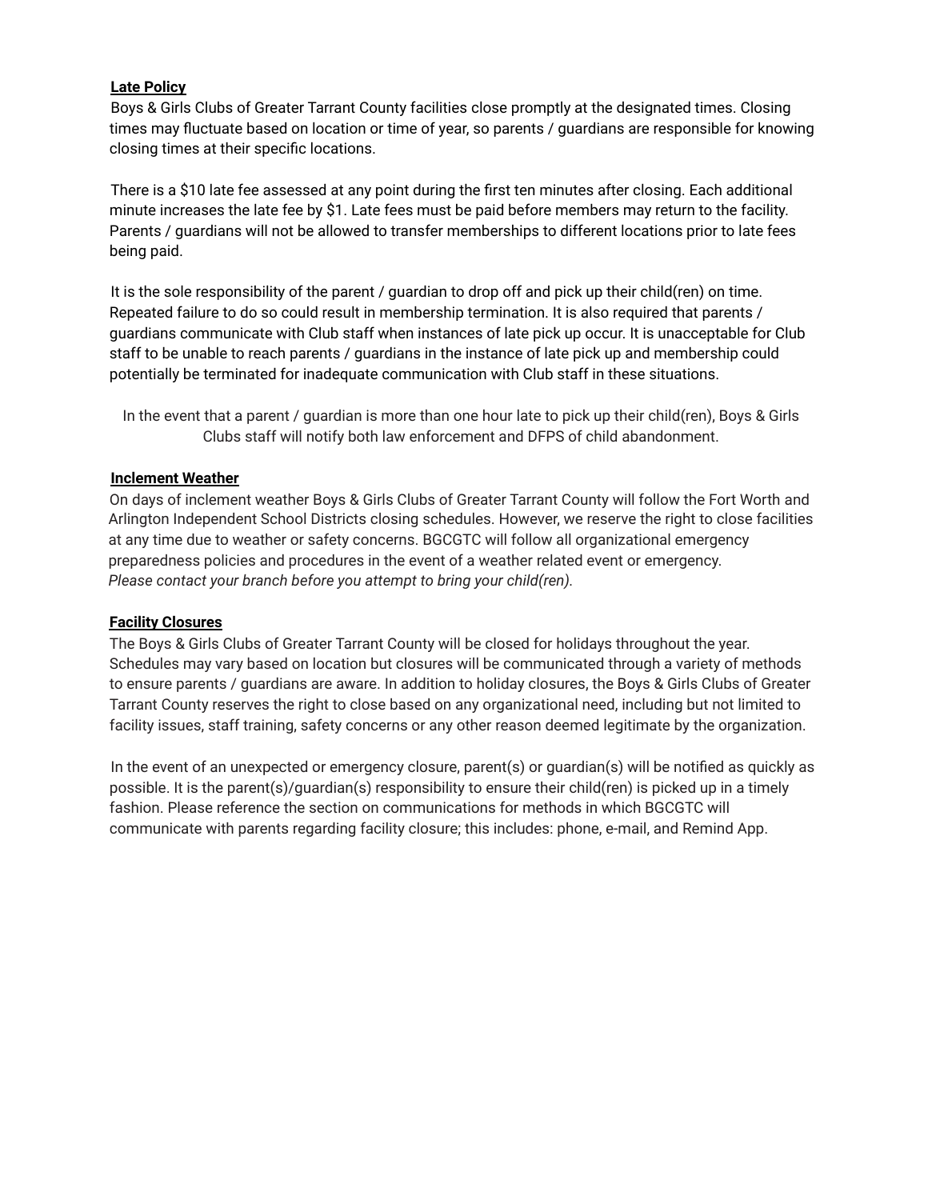**Late Policy**

Boys & Girls Clubs of Greater Tarrant County facilities close promptly at the designated times. Closing times may fluctuate based on location or time of year, so parents / guardians are responsible for knowing closing times at their specific locations.

There is a $10 late fee assessed at any point during the first ten minutes after closing. Each additional minute increases the late fee by $1. Late fees must be paid before members may return to the facility. Parents / guardians will not be allowed to transfer memberships to different locations prior to late fees being paid.

It is the sole responsibility of the parent / guardian to drop off and pick up their child(ren) on time. Repeated failure to do so could result in membership termination. It is also required that parents / guardians communicate with Club staff when instances of late pick up occur. It is unacceptable for Club staff to be unable to reach parents / guardians in the instance of late pick up and membership could potentially be terminated for inadequate communication with Club staff in these situations.

In the event that a parent / guardian is more than one hour late to pick up their child(ren), Boys & Girls Clubs staff will notify both law enforcement and DFPS of child abandonment.

**Inclement Weather**

On days of inclement weather Boys & Girls Clubs of Greater Tarrant County will follow the Fort Worth and Arlington Independent School Districts closing schedules. However, we reserve the right to close facilities at any time due to weather or safety concerns. BGCGTC will follow all organizational emergency preparedness policies and procedures in the event of a weather related event or emergency.
*Please contact your branch before you attempt to bring your child(ren).*

**Facility Closures**

The Boys & Girls Clubs of Greater Tarrant County will be closed for holidays throughout the year. Schedules may vary based on location but closures will be communicated through a variety of methods to ensure parents / guardians are aware. In addition to holiday closures, the Boys & Girls Clubs of Greater Tarrant County reserves the right to close based on any organizational need, including but not limited to facility issues, staff training, safety concerns or any other reason deemed legitimate by the organization.

In the event of an unexpected or emergency closure, parent(s) or guardian(s) will be notified as quickly as possible. It is the parent(s)/guardian(s) responsibility to ensure their child(ren) is picked up in a timely fashion. Please reference the section on communications for methods in which BGCGTC will communicate with parents regarding facility closure; this includes: phone, e-mail, and Remind App.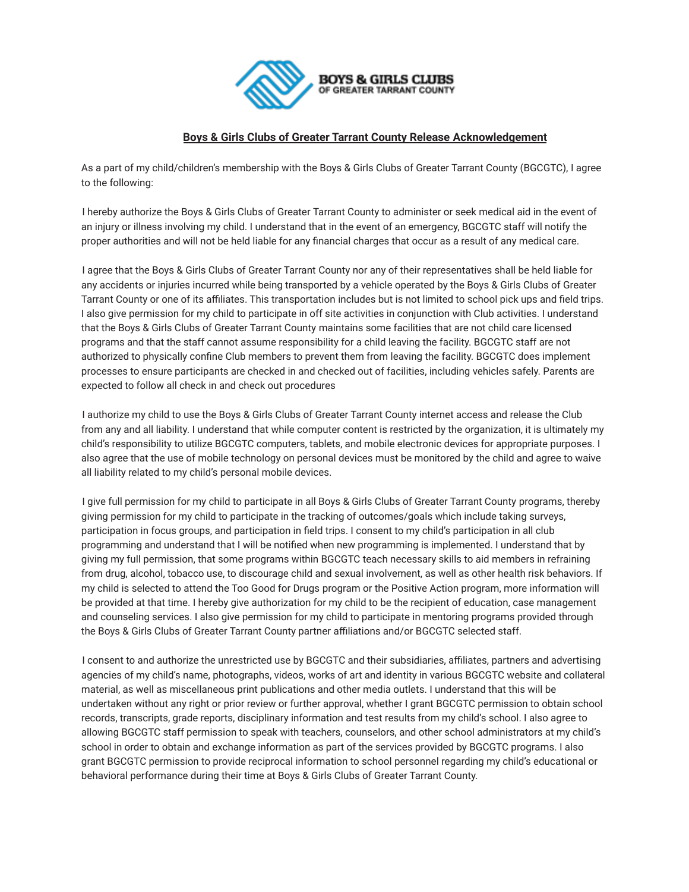BOYS & GIRLS CLUBS
OF GREATER TARRANT COUNTY

## **Boys & Girls Clubs of Greater Tarrant County Release Acknowledgement**

As a part of my child/children's membership with the Boys & Girls Clubs of Greater Tarrant County (BGCGTC), I agree to the following:

I hereby authorize the Boys & Girls Clubs of Greater Tarrant County to administer or seek medical aid in the event of an injury or illness involving my child. I understand that in the event of an emergency, BGCGTC staff will notify the proper authorities and will not be held liable for any financial charges that occur as a result of any medical care.

I agree that the Boys & Girls Clubs of Greater Tarrant County nor any of their representatives shall be held liable for any accidents or injuries incurred while being transported by a vehicle operated by the Boys & Girls Clubs of Greater Tarrant County or one of its affiliates. This transportation includes but is not limited to school pick ups and field trips. I also give permission for my child to participate in off site activities in conjunction with Club activities. I understand that the Boys & Girls Clubs of Greater Tarrant County maintains some facilities that are not child care licensed programs and that the staff cannot assume responsibility for a child leaving the facility. BGCGTC staff are not authorized to physically confine Club members to prevent them from leaving the facility. BGCGTC does implement processes to ensure participants are checked in and checked out of facilities, including vehicles safely. Parents are expected to follow all check in and check out procedures

I authorize my child to use the Boys & Girls Clubs of Greater Tarrant County internet access and release the Club from any and all liability. I understand that while computer content is restricted by the organization, it is ultimately my child's responsibility to utilize BGCGTC computers, tablets, and mobile electronic devices for appropriate purposes. I also agree that the use of mobile technology on personal devices must be monitored by the child and agree to waive all liability related to my child's personal mobile devices.

I give full permission for my child to participate in all Boys & Girls Clubs of Greater Tarrant County programs, thereby giving permission for my child to participate in the tracking of outcomes/goals which include taking surveys, participation in focus groups, and participation in field trips. I consent to my child's participation in all club programming and understand that I will be notified when new programming is implemented. I understand that by giving my full permission, that some programs within BGCGTC teach necessary skills to aid members in refraining from drug, alcohol, tobacco use, to discourage child and sexual involvement, as well as other health risk behaviors. If my child is selected to attend the Too Good for Drugs program or the Positive Action program, more information will be provided at that time. I hereby give authorization for my child to be the recipient of education, case management and counseling services. I also give permission for my child to participate in mentoring programs provided through the Boys & Girls Clubs of Greater Tarrant County partner affiliations and/or BGCGTC selected staff.

I consent to and authorize the unrestricted use by BGCGTC and their subsidiaries, affiliates, partners and advertising agencies of my child's name, photographs, videos, works of art and identity in various BGCGTC website and collateral material, as well as miscellaneous print publications and other media outlets. I understand that this will be undertaken without any right or prior review or further approval, whether I grant BGCGTC permission to obtain school records, transcripts, grade reports, disciplinary information and test results from my child's school. I also agree to allowing BGCGTC staff permission to speak with teachers, counselors, and other school administrators at my child's school in order to obtain and exchange information as part of the services provided by BGCGTC programs. I also grant BGCGTC permission to provide reciprocal information to school personnel regarding my child's educational or behavioral performance during their time at Boys & Girls Clubs of Greater Tarrant County.